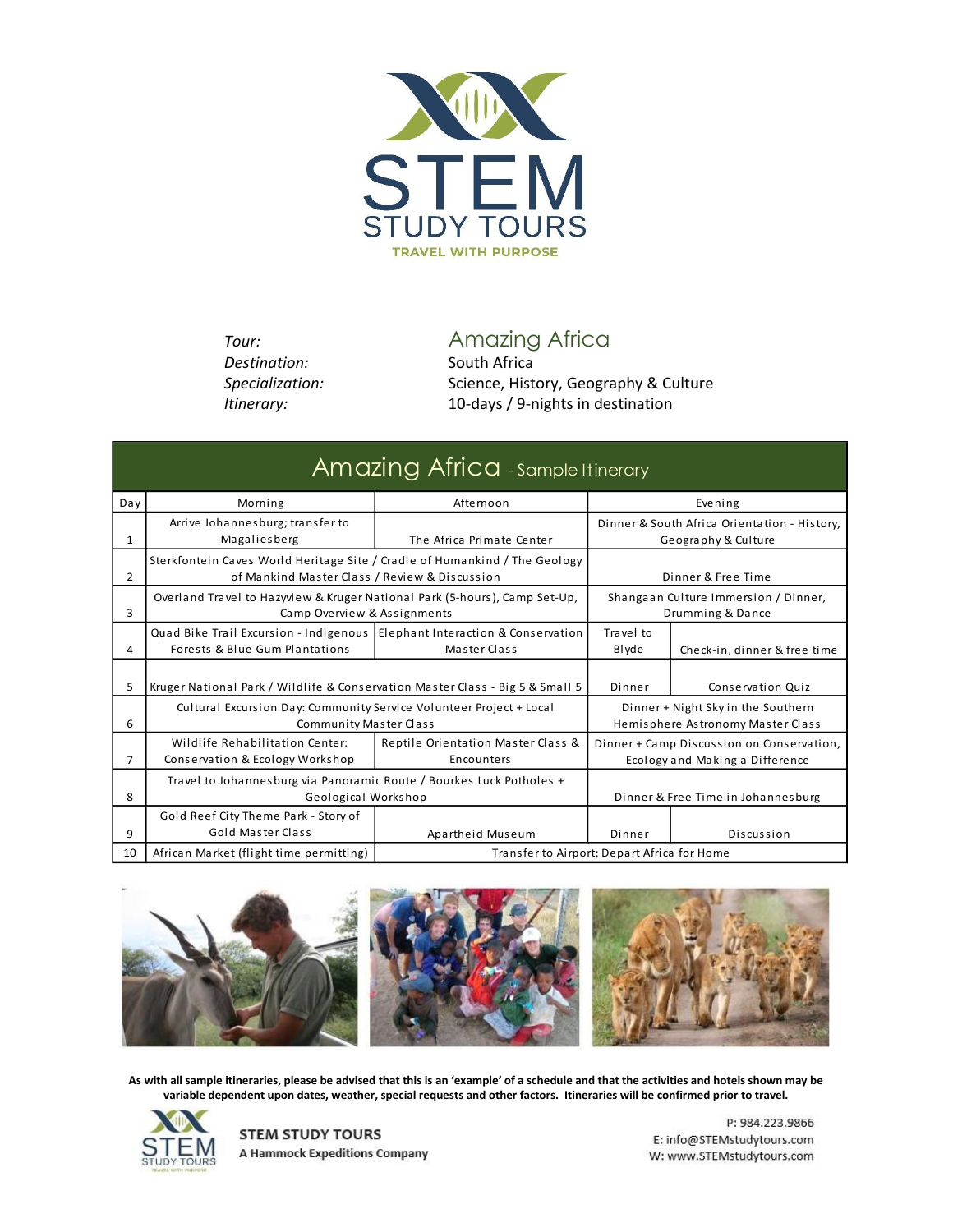# STEM STUDY TOURS

TRAVEL WITH PURPOSE

| | |
|---|---|
| *Tour:* | Amazing Africa |
| *Destination:* | South Africa |
| *Specialization:* | Science, History, Geography & Culture |
| *Itinerary:* | 10-days / 9-nights in destination |

## Amazing Africa - Sample Itinerary

| Day | Morning | Afternoon | Evening | |
|---|---|---|---|---|
| 1 | Arrive Johannesburg; transfer to Magaliesberg | The Africa Primate Center | Dinner & South Africa Orientation - History, Geography & Culture | |
| 2 | Sterkfontein Caves World Heritage Site / Cradle of Humankind / The Geology of Mankind Master Class / Review & Discussion | | Dinner & Free Time | |
| 3 | Overland Travel to Hazyview & Kruger National Park (5-hours), Camp Set-Up, Camp Overview & Assignments | | Shangaan Culture Immersion / Dinner, Drumming & Dance | |
| 4 | Quad Bike Trail Excursion - Indigenous Forests & Blue Gum Plantations | Elephant Interaction & Conservation Master Class | Travel to Blyde | Check-in, dinner & free time |
| 5 | Kruger National Park / Wildlife & Conservation Master Class - Big 5 & Small 5 | | Dinner | Conservation Quiz |
| 6 | Cultural Excursion Day: Community Service Volunteer Project + Local Community Master Class | | Dinner + Night Sky in the Southern Hemisphere Astronomy Master Class | |
| 7 | Wildlife Rehabilitation Center: Conservation & Ecology Workshop | Reptile Orientation Master Class & Encounters | Dinner + Camp Discussion on Conservation, Ecology and Making a Difference | |
| 8 | Travel to Johannesburg via Panoramic Route / Bourkes Luck Potholes + Geological Workshop | | Dinner & Free Time in Johannesburg | |
| 9 | Gold Reef City Theme Park - Story of Gold Master Class | Apartheid Museum | Dinner | Discussion |
| 10 | African Market (flight time permitting) | Transfer to Airport; Depart Africa for Home | | |

**As with all sample itineraries, please be advised that this is an 'example' of a schedule and that the activities and hotels shown may be variable dependent upon dates, weather, special requests and other factors. Itineraries will be confirmed prior to travel.**

**STEM STUDY TOURS**
**A Hammock Expeditions Company**

P: 984.223.9866
E: info@STEMstudytours.com
W: www.STEMstudytours.com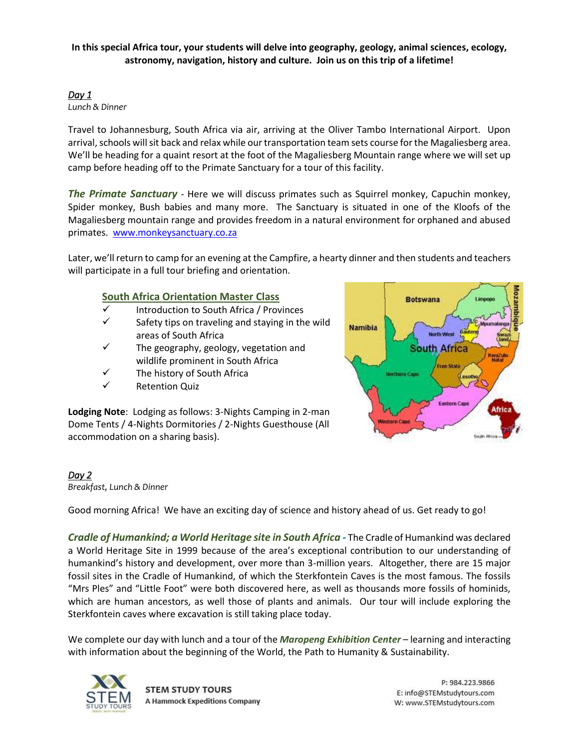**In this special Africa tour, your students will delve into geography, geology, animal sciences, ecology, astronomy, navigation, history and culture. Join us on this trip of a lifetime!**

*Day 1*
*Lunch & Dinner*

Travel to Johannesburg, South Africa via air, arriving at the Oliver Tambo International Airport. Upon arrival, schools will sit back and relax while our transportation team sets course for the Magaliesberg area. We'll be heading for a quaint resort at the foot of the Magaliesberg Mountain range where we will set up camp before heading off to the Primate Sanctuary for a tour of this facility.

***The Primate Sanctuary*** - Here we will discuss primates such as Squirrel monkey, Capuchin monkey, Spider monkey, Bush babies and many more. The Sanctuary is situated in one of the Kloofs of the Magaliesberg mountain range and provides freedom in a natural environment for orphaned and abused primates. www.monkeysanctuary.co.za

Later, we'll return to camp for an evening at the Campfire, a hearty dinner and then students and teachers will participate in a full tour briefing and orientation.

**South Africa Orientation Master Class**

- ✓ Introduction to South Africa / Provinces
- ✓ Safety tips on traveling and staying in the wild areas of South Africa
- ✓ The geography, geology, vegetation and wildlife prominent in South Africa
- ✓ The history of South Africa
- ✓ Retention Quiz

**Lodging Note**: Lodging as follows: 3-Nights Camping in 2-man Dome Tents / 4-Nights Dormitories / 2-Nights Guesthouse (All accommodation on a sharing basis).

*Day 2*
*Breakfast, Lunch & Dinner*

Good morning Africa! We have an exciting day of science and history ahead of us. Get ready to go!

***Cradle of Humankind; a World Heritage site in South Africa*** - The Cradle of Humankind was declared a World Heritage Site in 1999 because of the area's exceptional contribution to our understanding of humankind's history and development, over more than 3-million years. Altogether, there are 15 major fossil sites in the Cradle of Humankind, of which the Sterkfontein Caves is the most famous. The fossils "Mrs Ples" and "Little Foot" were both discovered here, as well as thousands more fossils of hominids, which are human ancestors, as well those of plants and animals. Our tour will include exploring the Sterkfontein caves where excavation is still taking place today.

We complete our day with lunch and a tour of the ***Maropeng Exhibition Center*** – learning and interacting with information about the beginning of the World, the Path to Humanity & Sustainability.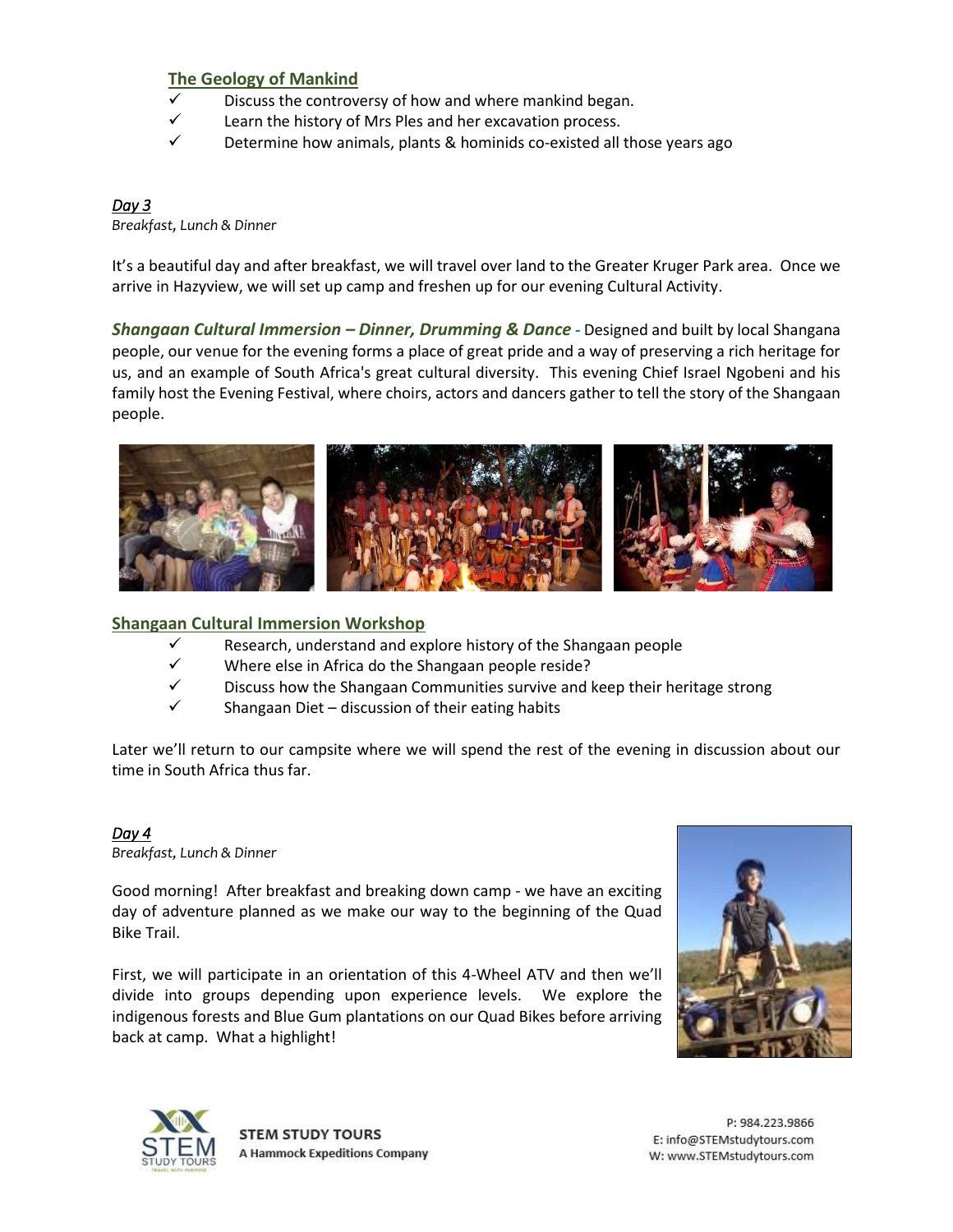### The Geology of Mankind

- ✓ Discuss the controversy of how and where mankind began.
- ✓ Learn the history of Mrs Ples and her excavation process.
- ✓ Determine how animals, plants & hominids co-existed all those years ago

*Day 3*

*Breakfast, Lunch & Dinner*

It's a beautiful day and after breakfast, we will travel over land to the Greater Kruger Park area. Once we arrive in Hazyview, we will set up camp and freshen up for our evening Cultural Activity.

***Shangaan Cultural Immersion – Dinner, Drumming & Dance*** - Designed and built by local Shangana people, our venue for the evening forms a place of great pride and a way of preserving a rich heritage for us, and an example of South Africa's great cultural diversity. This evening Chief Israel Ngobeni and his family host the Evening Festival, where choirs, actors and dancers gather to tell the story of the Shangaan people.

### Shangaan Cultural Immersion Workshop

- ✓ Research, understand and explore history of the Shangaan people
- ✓ Where else in Africa do the Shangaan people reside?
- ✓ Discuss how the Shangaan Communities survive and keep their heritage strong
- ✓ Shangaan Diet – discussion of their eating habits

Later we'll return to our campsite where we will spend the rest of the evening in discussion about our time in South Africa thus far.

*Day 4*

*Breakfast, Lunch & Dinner*

Good morning! After breakfast and breaking down camp - we have an exciting day of adventure planned as we make our way to the beginning of the Quad Bike Trail.

First, we will participate in an orientation of this 4-Wheel ATV and then we'll divide into groups depending upon experience levels. We explore the indigenous forests and Blue Gum plantations on our Quad Bikes before arriving back at camp. What a highlight!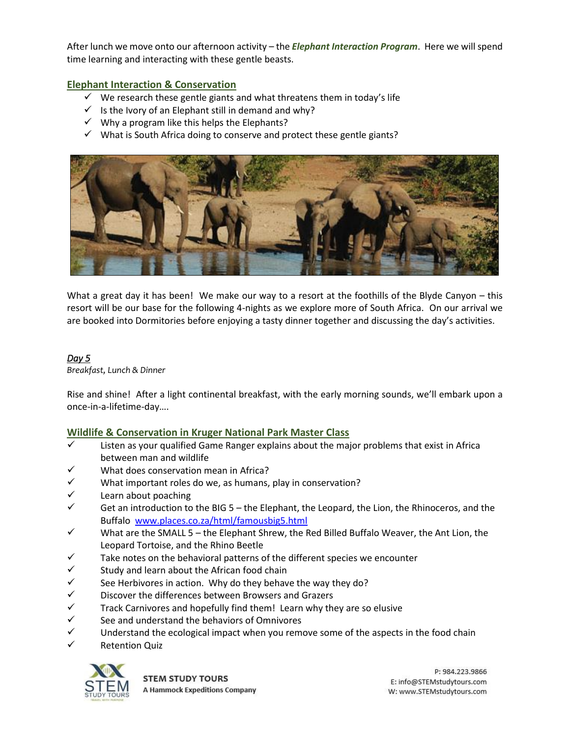After lunch we move onto our afternoon activity – the ***Elephant Interaction Program***. Here we will spend time learning and interacting with these gentle beasts.

### Elephant Interaction & Conservation

- ✓ We research these gentle giants and what threatens them in today's life
- ✓ Is the Ivory of an Elephant still in demand and why?
- ✓ Why a program like this helps the Elephants?
- ✓ What is South Africa doing to conserve and protect these gentle giants?

What a great day it has been! We make our way to a resort at the foothills of the Blyde Canyon – this resort will be our base for the following 4-nights as we explore more of South Africa. On our arrival we are booked into Dormitories before enjoying a tasty dinner together and discussing the day's activities.

## *Day 5*

*Breakfast, Lunch & Dinner*

Rise and shine! After a light continental breakfast, with the early morning sounds, we'll embark upon a once-in-a-lifetime-day….

### Wildlife & Conservation in Kruger National Park Master Class

- ✓ Listen as your qualified Game Ranger explains about the major problems that exist in Africa between man and wildlife
- ✓ What does conservation mean in Africa?
- ✓ What important roles do we, as humans, play in conservation?
- ✓ Learn about poaching
- ✓ Get an introduction to the BIG 5 – the Elephant, the Leopard, the Lion, the Rhinoceros, and the Buffalo [www.places.co.za/html/famousbig5.html](http://www.places.co.za/html/famousbig5.html)
- ✓ What are the SMALL 5 – the Elephant Shrew, the Red Billed Buffalo Weaver, the Ant Lion, the Leopard Tortoise, and the Rhino Beetle
- ✓ Take notes on the behavioral patterns of the different species we encounter
- ✓ Study and learn about the African food chain
- ✓ See Herbivores in action. Why do they behave the way they do?
- ✓ Discover the differences between Browsers and Grazers
- ✓ Track Carnivores and hopefully find them! Learn why they are so elusive
- ✓ See and understand the behaviors of Omnivores
- ✓ Understand the ecological impact when you remove some of the aspects in the food chain
- ✓ Retention Quiz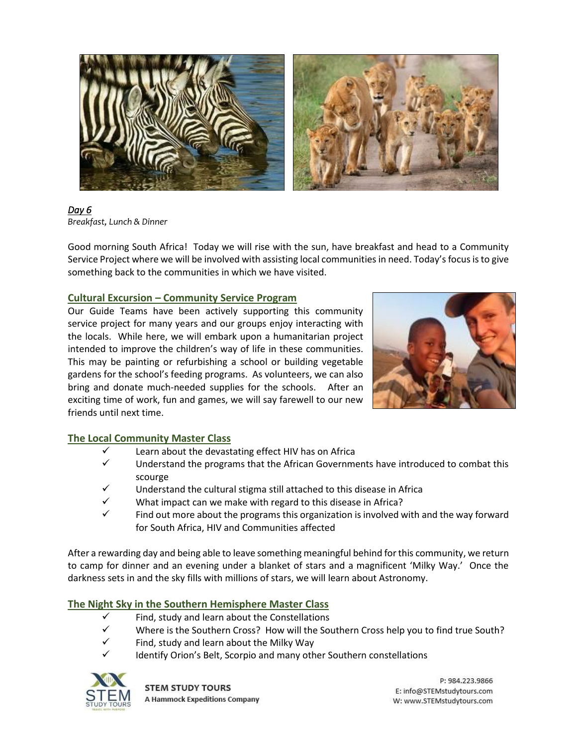*Day 6*

*Breakfast, Lunch & Dinner*

Good morning South Africa! Today we will rise with the sun, have breakfast and head to a Community Service Project where we will be involved with assisting local communities in need. Today's focus is to give something back to the communities in which we have visited.

## Cultural Excursion – Community Service Program

Our Guide Teams have been actively supporting this community service project for many years and our groups enjoy interacting with the locals. While here, we will embark upon a humanitarian project intended to improve the children's way of life in these communities. This may be painting or refurbishing a school or building vegetable gardens for the school's feeding programs. As volunteers, we can also bring and donate much-needed supplies for the schools. After an exciting time of work, fun and games, we will say farewell to our new friends until next time.

## The Local Community Master Class

- ✓ Learn about the devastating effect HIV has on Africa
- ✓ Understand the programs that the African Governments have introduced to combat this scourge
- ✓ Understand the cultural stigma still attached to this disease in Africa
- ✓ What impact can we make with regard to this disease in Africa?
- ✓ Find out more about the programs this organization is involved with and the way forward for South Africa, HIV and Communities affected

After a rewarding day and being able to leave something meaningful behind for this community, we return to camp for dinner and an evening under a blanket of stars and a magnificent 'Milky Way.' Once the darkness sets in and the sky fills with millions of stars, we will learn about Astronomy.

## The Night Sky in the Southern Hemisphere Master Class

- ✓ Find, study and learn about the Constellations
- ✓ Where is the Southern Cross? How will the Southern Cross help you to find true South?
- ✓ Find, study and learn about the Milky Way
- ✓ Identify Orion's Belt, Scorpio and many other Southern constellations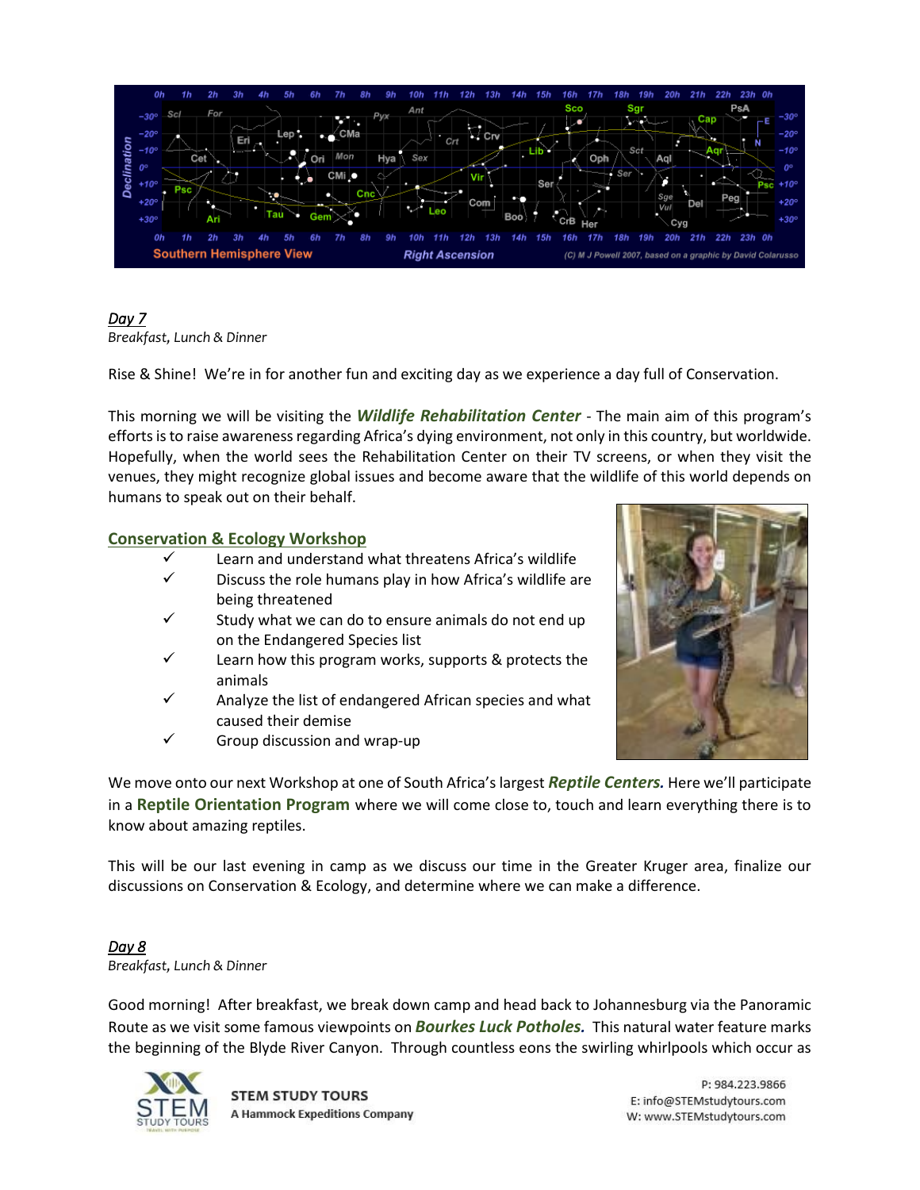## Day 7

*Breakfast, Lunch & Dinner*

Rise & Shine! We're in for another fun and exciting day as we experience a day full of Conservation.

This morning we will be visiting the ***Wildlife Rehabilitation Center*** - The main aim of this program's efforts is to raise awareness regarding Africa's dying environment, not only in this country, but worldwide. Hopefully, when the world sees the Rehabilitation Center on their TV screens, or when they visit the venues, they might recognize global issues and become aware that the wildlife of this world depends on humans to speak out on their behalf.

### Conservation & Ecology Workshop

- ✓ Learn and understand what threatens Africa's wildlife
- ✓ Discuss the role humans play in how Africa's wildlife are being threatened
- ✓ Study what we can do to ensure animals do not end up on the Endangered Species list
- ✓ Learn how this program works, supports & protects the animals
- ✓ Analyze the list of endangered African species and what caused their demise
- ✓ Group discussion and wrap-up

We move onto our next Workshop at one of South Africa's largest ***Reptile Centers.*** Here we'll participate in a **Reptile Orientation Program** where we will come close to, touch and learn everything there is to know about amazing reptiles.

This will be our last evening in camp as we discuss our time in the Greater Kruger area, finalize our discussions on Conservation & Ecology, and determine where we can make a difference.

## Day 8

*Breakfast, Lunch & Dinner*

Good morning! After breakfast, we break down camp and head back to Johannesburg via the Panoramic Route as we visit some famous viewpoints on ***Bourkes Luck Potholes.*** This natural water feature marks the beginning of the Blyde River Canyon. Through countless eons the swirling whirlpools which occur as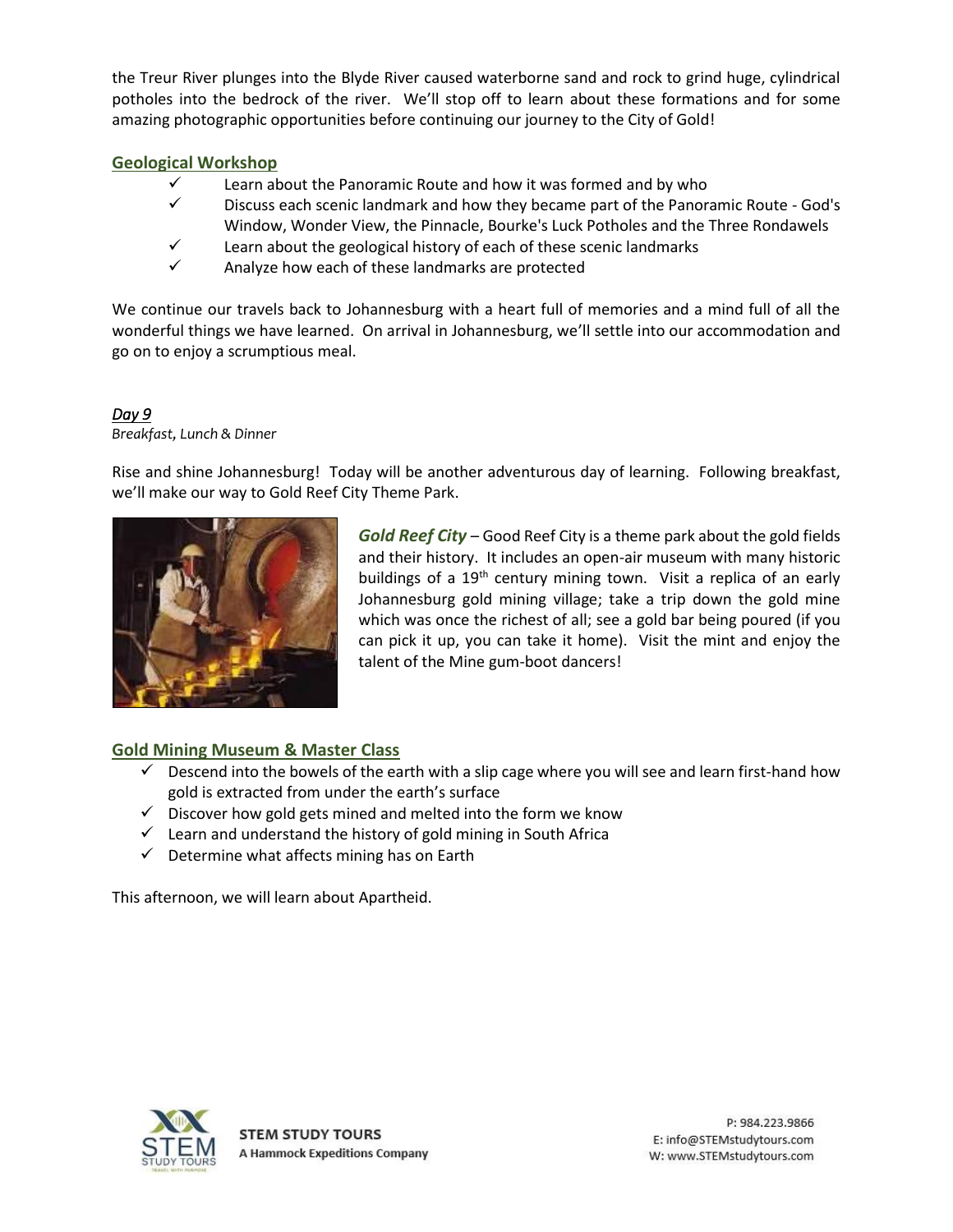the Treur River plunges into the Blyde River caused waterborne sand and rock to grind huge, cylindrical potholes into the bedrock of the river. We'll stop off to learn about these formations and for some amazing photographic opportunities before continuing our journey to the City of Gold!

## Geological Workshop

- ✓ Learn about the Panoramic Route and how it was formed and by who
- ✓ Discuss each scenic landmark and how they became part of the Panoramic Route - God's Window, Wonder View, the Pinnacle, Bourke's Luck Potholes and the Three Rondawels
- ✓ Learn about the geological history of each of these scenic landmarks
- ✓ Analyze how each of these landmarks are protected

We continue our travels back to Johannesburg with a heart full of memories and a mind full of all the wonderful things we have learned. On arrival in Johannesburg, we'll settle into our accommodation and go on to enjoy a scrumptious meal.

## *Day 9*

*Breakfast, Lunch & Dinner*

Rise and shine Johannesburg! Today will be another adventurous day of learning. Following breakfast, we'll make our way to Gold Reef City Theme Park.

***Gold Reef City*** – Good Reef City is a theme park about the gold fields and their history. It includes an open-air museum with many historic buildings of a 19th century mining town. Visit a replica of an early Johannesburg gold mining village; take a trip down the gold mine which was once the richest of all; see a gold bar being poured (if you can pick it up, you can take it home). Visit the mint and enjoy the talent of the Mine gum-boot dancers!

## Gold Mining Museum & Master Class

- ✓ Descend into the bowels of the earth with a slip cage where you will see and learn first-hand how gold is extracted from under the earth's surface
- ✓ Discover how gold gets mined and melted into the form we know
- ✓ Learn and understand the history of gold mining in South Africa
- ✓ Determine what affects mining has on Earth

This afternoon, we will learn about Apartheid.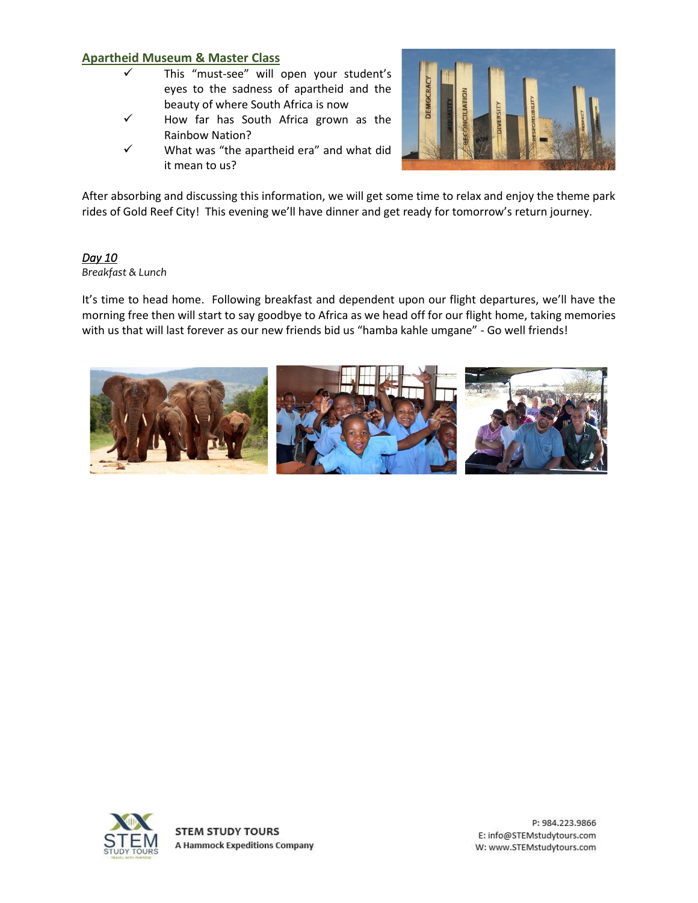## Apartheid Museum & Master Class

- ✓ This "must-see" will open your student's eyes to the sadness of apartheid and the beauty of where South Africa is now
- ✓ How far has South Africa grown as the Rainbow Nation?
- ✓ What was "the apartheid era" and what did it mean to us?

After absorbing and discussing this information, we will get some time to relax and enjoy the theme park rides of Gold Reef City! This evening we'll have dinner and get ready for tomorrow's return journey.

***Day 10***

*Breakfast & Lunch*

It's time to head home. Following breakfast and dependent upon our flight departures, we'll have the morning free then will start to say goodbye to Africa as we head off for our flight home, taking memories with us that will last forever as our new friends bid us "hamba kahle umgane" - Go well friends!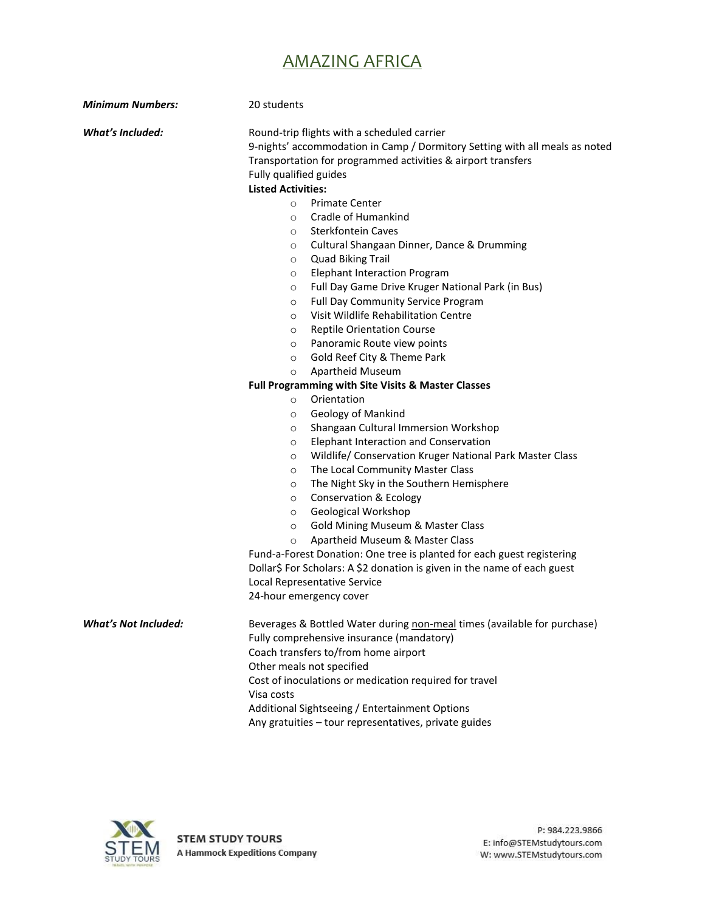# AMAZING AFRICA

***Minimum Numbers:*** 20 students

***What's Included:***

Round-trip flights with a scheduled carrier
9-nights' accommodation in Camp / Dormitory Setting with all meals as noted
Transportation for programmed activities & airport transfers
Fully qualified guides

**Listed Activities:**

- Primate Center
- Cradle of Humankind
- Sterkfontein Caves
- Cultural Shangaan Dinner, Dance & Drumming
- Quad Biking Trail
- Elephant Interaction Program
- Full Day Game Drive Kruger National Park (in Bus)
- Full Day Community Service Program
- Visit Wildlife Rehabilitation Centre
- Reptile Orientation Course
- Panoramic Route view points
- Gold Reef City & Theme Park
- Apartheid Museum

**Full Programming with Site Visits & Master Classes**

- Orientation
- Geology of Mankind
- Shangaan Cultural Immersion Workshop
- Elephant Interaction and Conservation
- Wildlife/ Conservation Kruger National Park Master Class
- The Local Community Master Class
- The Night Sky in the Southern Hemisphere
- Conservation & Ecology
- Geological Workshop
- Gold Mining Museum & Master Class
- Apartheid Museum & Master Class

Fund-a-Forest Donation: One tree is planted for each guest registering
Dollar$ For Scholars: A $2 donation is given in the name of each guest
Local Representative Service
24-hour emergency cover

***What's Not Included:***

Beverages & Bottled Water during non-meal times (available for purchase)
Fully comprehensive insurance (mandatory)
Coach transfers to/from home airport
Other meals not specified
Cost of inoculations or medication required for travel
Visa costs
Additional Sightseeing / Entertainment Options
Any gratuities – tour representatives, private guides

**STEM STUDY TOURS**
**A Hammock Expeditions Company**

P: 984.223.9866
E: info@STEMstudytours.com
W: www.STEMstudytours.com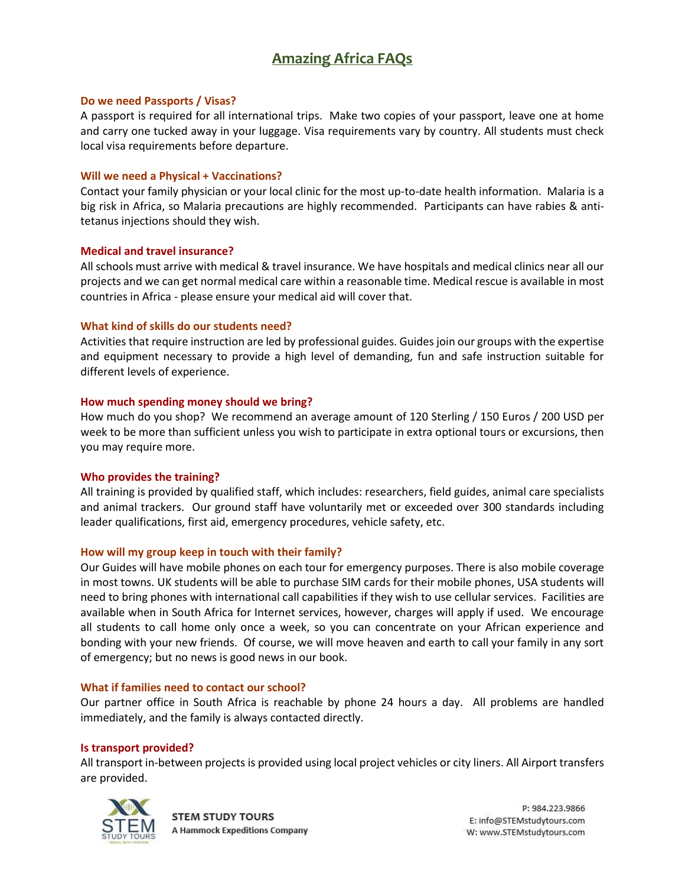# Amazing Africa FAQs

### Do we need Passports / Visas?

A passport is required for all international trips. Make two copies of your passport, leave one at home and carry one tucked away in your luggage. Visa requirements vary by country. All students must check local visa requirements before departure.

### Will we need a Physical + Vaccinations?

Contact your family physician or your local clinic for the most up-to-date health information. Malaria is a big risk in Africa, so Malaria precautions are highly recommended. Participants can have rabies & anti-tetanus injections should they wish.

### Medical and travel insurance?

All schools must arrive with medical & travel insurance. We have hospitals and medical clinics near all our projects and we can get normal medical care within a reasonable time. Medical rescue is available in most countries in Africa - please ensure your medical aid will cover that.

### What kind of skills do our students need?

Activities that require instruction are led by professional guides. Guides join our groups with the expertise and equipment necessary to provide a high level of demanding, fun and safe instruction suitable for different levels of experience.

### How much spending money should we bring?

How much do you shop? We recommend an average amount of 120 Sterling / 150 Euros / 200 USD per week to be more than sufficient unless you wish to participate in extra optional tours or excursions, then you may require more.

### Who provides the training?

All training is provided by qualified staff, which includes: researchers, field guides, animal care specialists and animal trackers. Our ground staff have voluntarily met or exceeded over 300 standards including leader qualifications, first aid, emergency procedures, vehicle safety, etc.

### How will my group keep in touch with their family?

Our Guides will have mobile phones on each tour for emergency purposes. There is also mobile coverage in most towns. UK students will be able to purchase SIM cards for their mobile phones, USA students will need to bring phones with international call capabilities if they wish to use cellular services. Facilities are available when in South Africa for Internet services, however, charges will apply if used. We encourage all students to call home only once a week, so you can concentrate on your African experience and bonding with your new friends. Of course, we will move heaven and earth to call your family in any sort of emergency; but no news is good news in our book.

### What if families need to contact our school?

Our partner office in South Africa is reachable by phone 24 hours a day. All problems are handled immediately, and the family is always contacted directly.

### Is transport provided?

All transport in-between projects is provided using local project vehicles or city liners. All Airport transfers are provided.

**STEM STUDY TOURS**
**A Hammock Expeditions Company**

P: 984.223.9866
E: info@STEMstudytours.com
W: www.STEMstudytours.com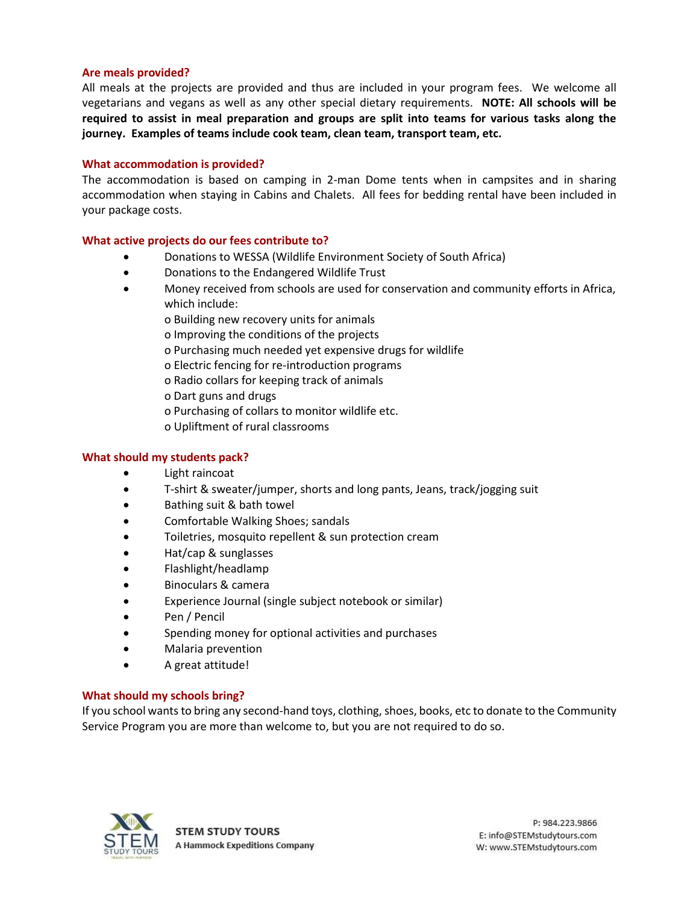## Are meals provided?

All meals at the projects are provided and thus are included in your program fees. We welcome all vegetarians and vegans as well as any other special dietary requirements. **NOTE: All schools will be required to assist in meal preparation and groups are split into teams for various tasks along the journey. Examples of teams include cook team, clean team, transport team, etc.**

## What accommodation is provided?

The accommodation is based on camping in 2-man Dome tents when in campsites and in sharing accommodation when staying in Cabins and Chalets. All fees for bedding rental have been included in your package costs.

## What active projects do our fees contribute to?

- Donations to WESSA (Wildlife Environment Society of South Africa)
- Donations to the Endangered Wildlife Trust
- Money received from schools are used for conservation and community efforts in Africa, which include:
  - Building new recovery units for animals
  - Improving the conditions of the projects
  - Purchasing much needed yet expensive drugs for wildlife
  - Electric fencing for re-introduction programs
  - Radio collars for keeping track of animals
  - Dart guns and drugs
  - Purchasing of collars to monitor wildlife etc.
  - Upliftment of rural classrooms

## What should my students pack?

- Light raincoat
- T-shirt & sweater/jumper, shorts and long pants, Jeans, track/jogging suit
- Bathing suit & bath towel
- Comfortable Walking Shoes; sandals
- Toiletries, mosquito repellent & sun protection cream
- Hat/cap & sunglasses
- Flashlight/headlamp
- Binoculars & camera
- Experience Journal (single subject notebook or similar)
- Pen / Pencil
- Spending money for optional activities and purchases
- Malaria prevention
- A great attitude!

## What should my schools bring?

If you school wants to bring any second-hand toys, clothing, shoes, books, etc to donate to the Community Service Program you are more than welcome to, but you are not required to do so.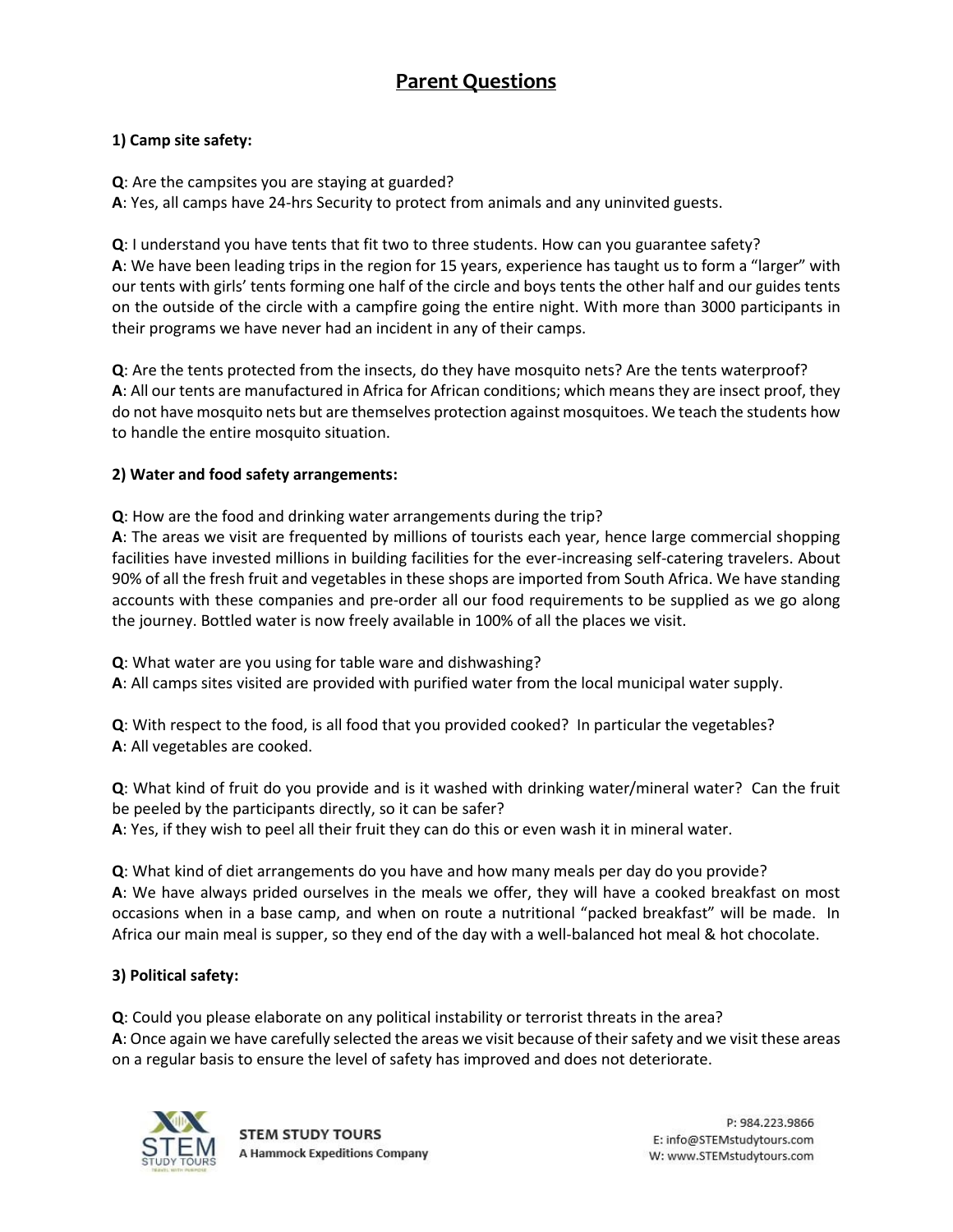# Parent Questions

**1) Camp site safety:**

**Q**: Are the campsites you are staying at guarded?
**A**: Yes, all camps have 24-hrs Security to protect from animals and any uninvited guests.

**Q**: I understand you have tents that fit two to three students. How can you guarantee safety?
**A**: We have been leading trips in the region for 15 years, experience has taught us to form a "larger" with our tents with girls' tents forming one half of the circle and boys tents the other half and our guides tents on the outside of the circle with a campfire going the entire night. With more than 3000 participants in their programs we have never had an incident in any of their camps.

**Q**: Are the tents protected from the insects, do they have mosquito nets? Are the tents waterproof?
**A**: All our tents are manufactured in Africa for African conditions; which means they are insect proof, they do not have mosquito nets but are themselves protection against mosquitoes. We teach the students how to handle the entire mosquito situation.

**2) Water and food safety arrangements:**

**Q**: How are the food and drinking water arrangements during the trip?
**A**: The areas we visit are frequented by millions of tourists each year, hence large commercial shopping facilities have invested millions in building facilities for the ever-increasing self-catering travelers. About 90% of all the fresh fruit and vegetables in these shops are imported from South Africa. We have standing accounts with these companies and pre-order all our food requirements to be supplied as we go along the journey. Bottled water is now freely available in 100% of all the places we visit.

**Q**: What water are you using for table ware and dishwashing?
**A**: All camps sites visited are provided with purified water from the local municipal water supply.

**Q**: With respect to the food, is all food that you provided cooked? In particular the vegetables?
**A**: All vegetables are cooked.

**Q**: What kind of fruit do you provide and is it washed with drinking water/mineral water? Can the fruit be peeled by the participants directly, so it can be safer?
**A**: Yes, if they wish to peel all their fruit they can do this or even wash it in mineral water.

**Q**: What kind of diet arrangements do you have and how many meals per day do you provide?
**A**: We have always prided ourselves in the meals we offer, they will have a cooked breakfast on most occasions when in a base camp, and when on route a nutritional "packed breakfast" will be made. In Africa our main meal is supper, so they end of the day with a well-balanced hot meal & hot chocolate.

**3) Political safety:**

**Q**: Could you please elaborate on any political instability or terrorist threats in the area?
**A**: Once again we have carefully selected the areas we visit because of their safety and we visit these areas on a regular basis to ensure the level of safety has improved and does not deteriorate.

**STEM STUDY TOURS**
A Hammock Expeditions Company

P: 984.223.9866
E: info@STEMstudytours.com
W: www.STEMstudytours.com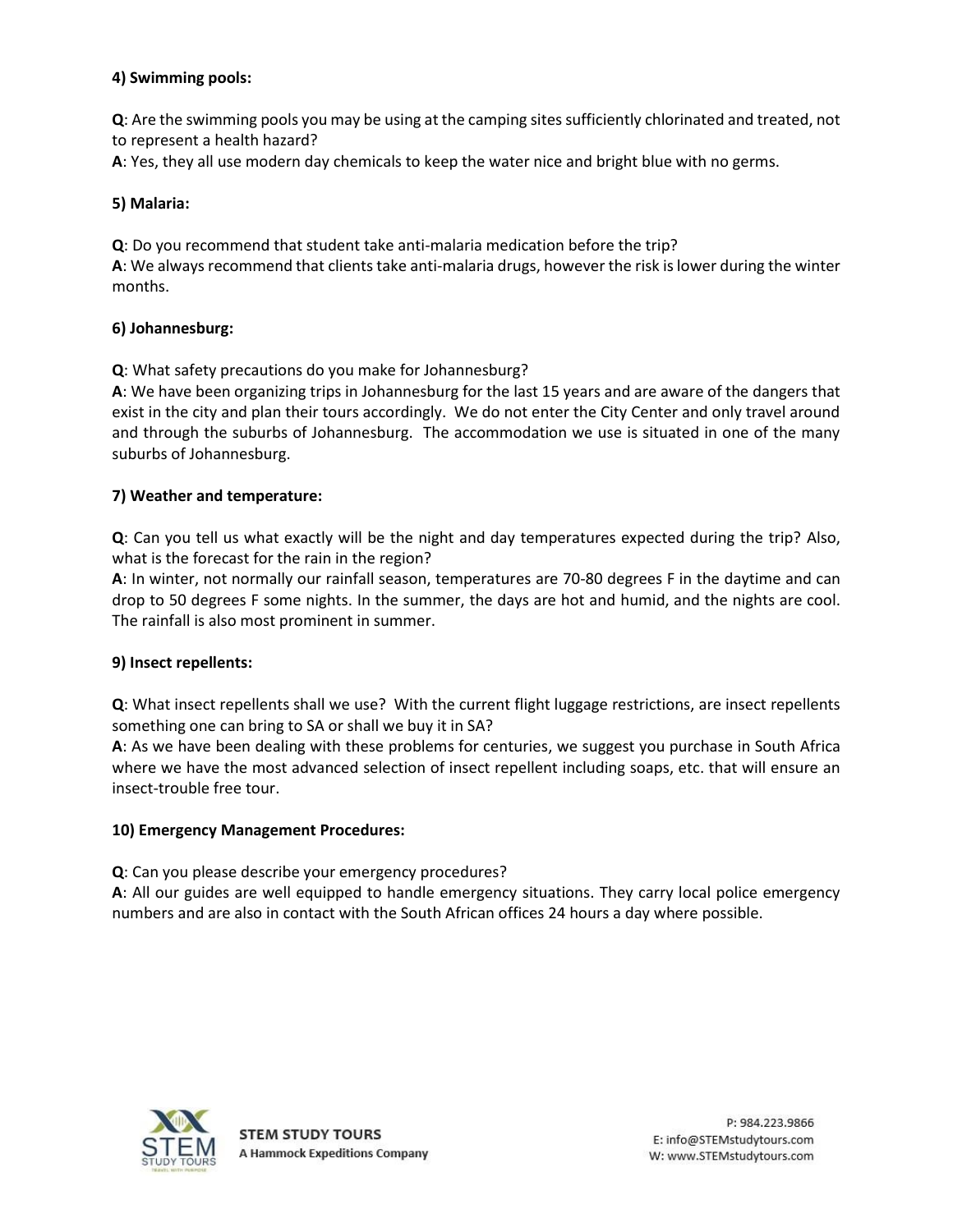**4) Swimming pools:**

**Q**: Are the swimming pools you may be using at the camping sites sufficiently chlorinated and treated, not to represent a health hazard?
**A**: Yes, they all use modern day chemicals to keep the water nice and bright blue with no germs.

**5) Malaria:**

**Q**: Do you recommend that student take anti-malaria medication before the trip?
**A**: We always recommend that clients take anti-malaria drugs, however the risk is lower during the winter months.

**6) Johannesburg:**

**Q**: What safety precautions do you make for Johannesburg?
**A**: We have been organizing trips in Johannesburg for the last 15 years and are aware of the dangers that exist in the city and plan their tours accordingly. We do not enter the City Center and only travel around and through the suburbs of Johannesburg. The accommodation we use is situated in one of the many suburbs of Johannesburg.

**7) Weather and temperature:**

**Q**: Can you tell us what exactly will be the night and day temperatures expected during the trip? Also, what is the forecast for the rain in the region?
**A**: In winter, not normally our rainfall season, temperatures are 70-80 degrees F in the daytime and can drop to 50 degrees F some nights. In the summer, the days are hot and humid, and the nights are cool. The rainfall is also most prominent in summer.

**9) Insect repellents:**

**Q**: What insect repellents shall we use? With the current flight luggage restrictions, are insect repellents something one can bring to SA or shall we buy it in SA?
**A**: As we have been dealing with these problems for centuries, we suggest you purchase in South Africa where we have the most advanced selection of insect repellent including soaps, etc. that will ensure an insect-trouble free tour.

**10) Emergency Management Procedures:**

**Q**: Can you please describe your emergency procedures?
**A**: All our guides are well equipped to handle emergency situations. They carry local police emergency numbers and are also in contact with the South African offices 24 hours a day where possible.